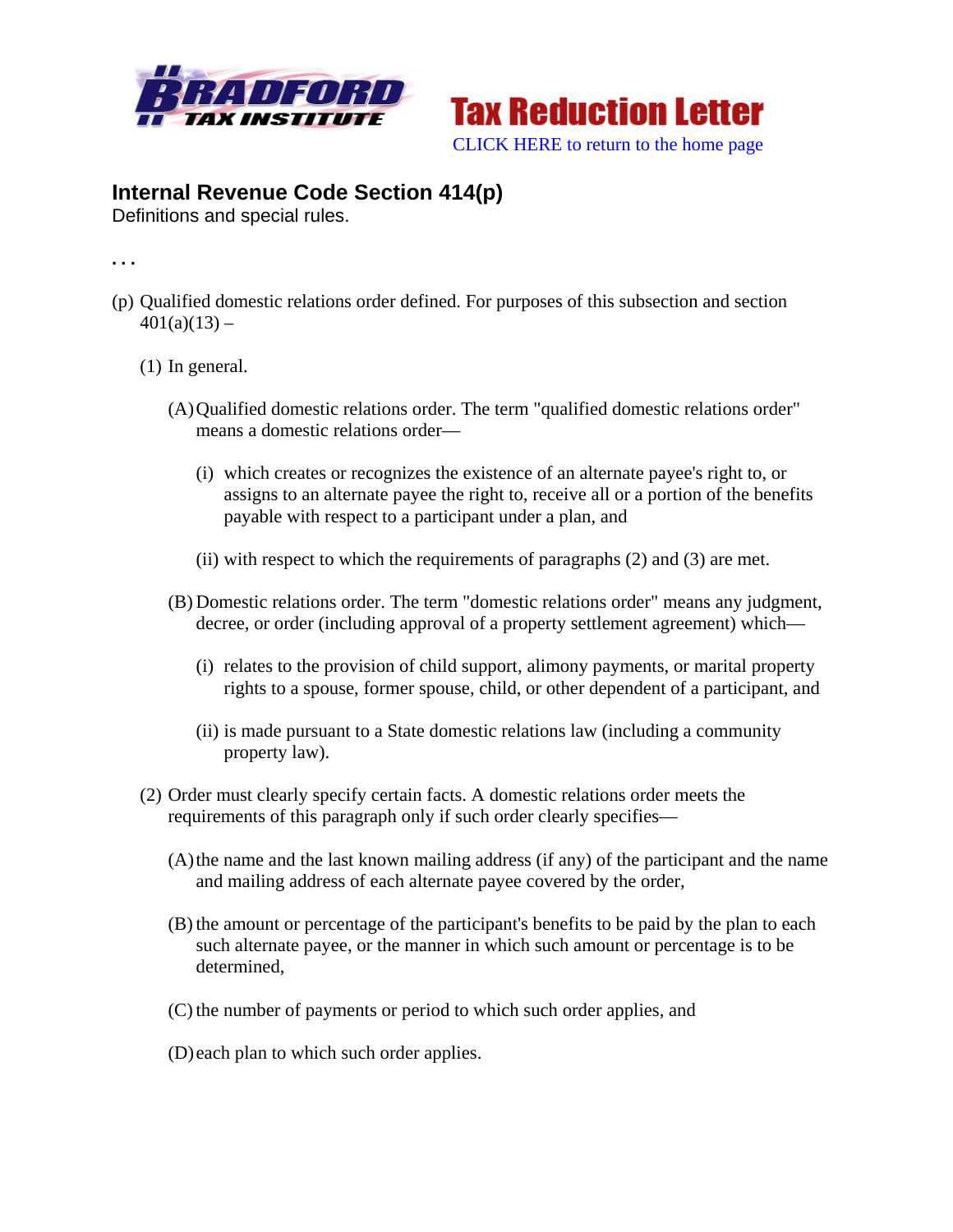Tax Reduction Letter

CLICK HERE to return to the home page

## Internal Revenue Code Section 414(p)

Definitions and special rules.

. . .

(p) Qualified domestic relations order defined. For purposes of this subsection and section 401(a)(13) –

(1) In general.

(A) Qualified domestic relations order. The term "qualified domestic relations order" means a domestic relations order—

(i) which creates or recognizes the existence of an alternate payee's right to, or assigns to an alternate payee the right to, receive all or a portion of the benefits payable with respect to a participant under a plan, and

(ii) with respect to which the requirements of paragraphs (2) and (3) are met.

(B) Domestic relations order. The term "domestic relations order" means any judgment, decree, or order (including approval of a property settlement agreement) which—

(i) relates to the provision of child support, alimony payments, or marital property rights to a spouse, former spouse, child, or other dependent of a participant, and

(ii) is made pursuant to a State domestic relations law (including a community property law).

(2) Order must clearly specify certain facts. A domestic relations order meets the requirements of this paragraph only if such order clearly specifies—

(A) the name and the last known mailing address (if any) of the participant and the name and mailing address of each alternate payee covered by the order,

(B) the amount or percentage of the participant's benefits to be paid by the plan to each such alternate payee, or the manner in which such amount or percentage is to be determined,

(C) the number of payments or period to which such order applies, and

(D) each plan to which such order applies.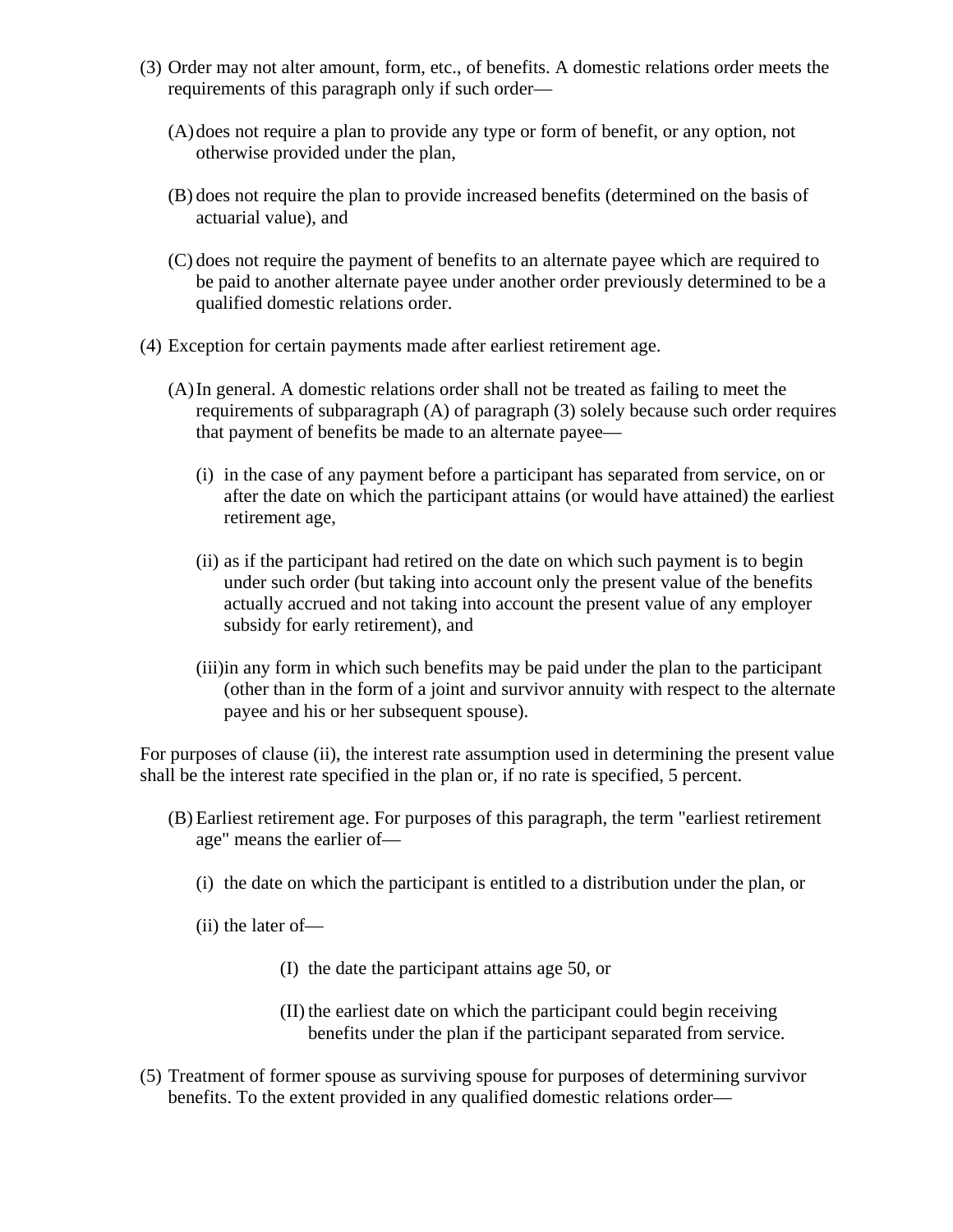(3) Order may not alter amount, form, etc., of benefits. A domestic relations order meets the requirements of this paragraph only if such order—

  (A) does not require a plan to provide any type or form of benefit, or any option, not otherwise provided under the plan,

  (B) does not require the plan to provide increased benefits (determined on the basis of actuarial value), and

  (C) does not require the payment of benefits to an alternate payee which are required to be paid to another alternate payee under another order previously determined to be a qualified domestic relations order.

(4) Exception for certain payments made after earliest retirement age.

  (A) In general. A domestic relations order shall not be treated as failing to meet the requirements of subparagraph (A) of paragraph (3) solely because such order requires that payment of benefits be made to an alternate payee—

    (i) in the case of any payment before a participant has separated from service, on or after the date on which the participant attains (or would have attained) the earliest retirement age,

    (ii) as if the participant had retired on the date on which such payment is to begin under such order (but taking into account only the present value of the benefits actually accrued and not taking into account the present value of any employer subsidy for early retirement), and

    (iii) in any form in which such benefits may be paid under the plan to the participant (other than in the form of a joint and survivor annuity with respect to the alternate payee and his or her subsequent spouse).

For purposes of clause (ii), the interest rate assumption used in determining the present value shall be the interest rate specified in the plan or, if no rate is specified, 5 percent.

  (B) Earliest retirement age. For purposes of this paragraph, the term "earliest retirement age" means the earlier of—

    (i) the date on which the participant is entitled to a distribution under the plan, or

    (ii) the later of—

      (I) the date the participant attains age 50, or

      (II) the earliest date on which the participant could begin receiving benefits under the plan if the participant separated from service.

(5) Treatment of former spouse as surviving spouse for purposes of determining survivor benefits. To the extent provided in any qualified domestic relations order—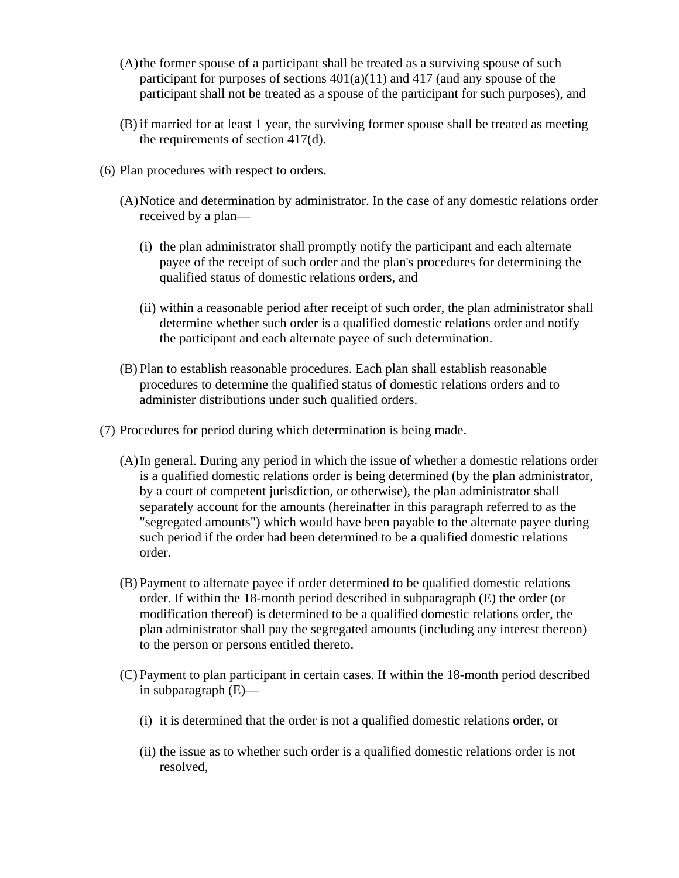(A) the former spouse of a participant shall be treated as a surviving spouse of such participant for purposes of sections 401(a)(11) and 417 (and any spouse of the participant shall not be treated as a spouse of the participant for such purposes), and

(B) if married for at least 1 year, the surviving former spouse shall be treated as meeting the requirements of section 417(d).

(6) Plan procedures with respect to orders.

(A) Notice and determination by administrator. In the case of any domestic relations order received by a plan—

(i) the plan administrator shall promptly notify the participant and each alternate payee of the receipt of such order and the plan's procedures for determining the qualified status of domestic relations orders, and

(ii) within a reasonable period after receipt of such order, the plan administrator shall determine whether such order is a qualified domestic relations order and notify the participant and each alternate payee of such determination.

(B) Plan to establish reasonable procedures. Each plan shall establish reasonable procedures to determine the qualified status of domestic relations orders and to administer distributions under such qualified orders.

(7) Procedures for period during which determination is being made.

(A) In general. During any period in which the issue of whether a domestic relations order is a qualified domestic relations order is being determined (by the plan administrator, by a court of competent jurisdiction, or otherwise), the plan administrator shall separately account for the amounts (hereinafter in this paragraph referred to as the "segregated amounts") which would have been payable to the alternate payee during such period if the order had been determined to be a qualified domestic relations order.

(B) Payment to alternate payee if order determined to be qualified domestic relations order. If within the 18-month period described in subparagraph (E) the order (or modification thereof) is determined to be a qualified domestic relations order, the plan administrator shall pay the segregated amounts (including any interest thereon) to the person or persons entitled thereto.

(C) Payment to plan participant in certain cases. If within the 18-month period described in subparagraph (E)—

(i) it is determined that the order is not a qualified domestic relations order, or

(ii) the issue as to whether such order is a qualified domestic relations order is not resolved,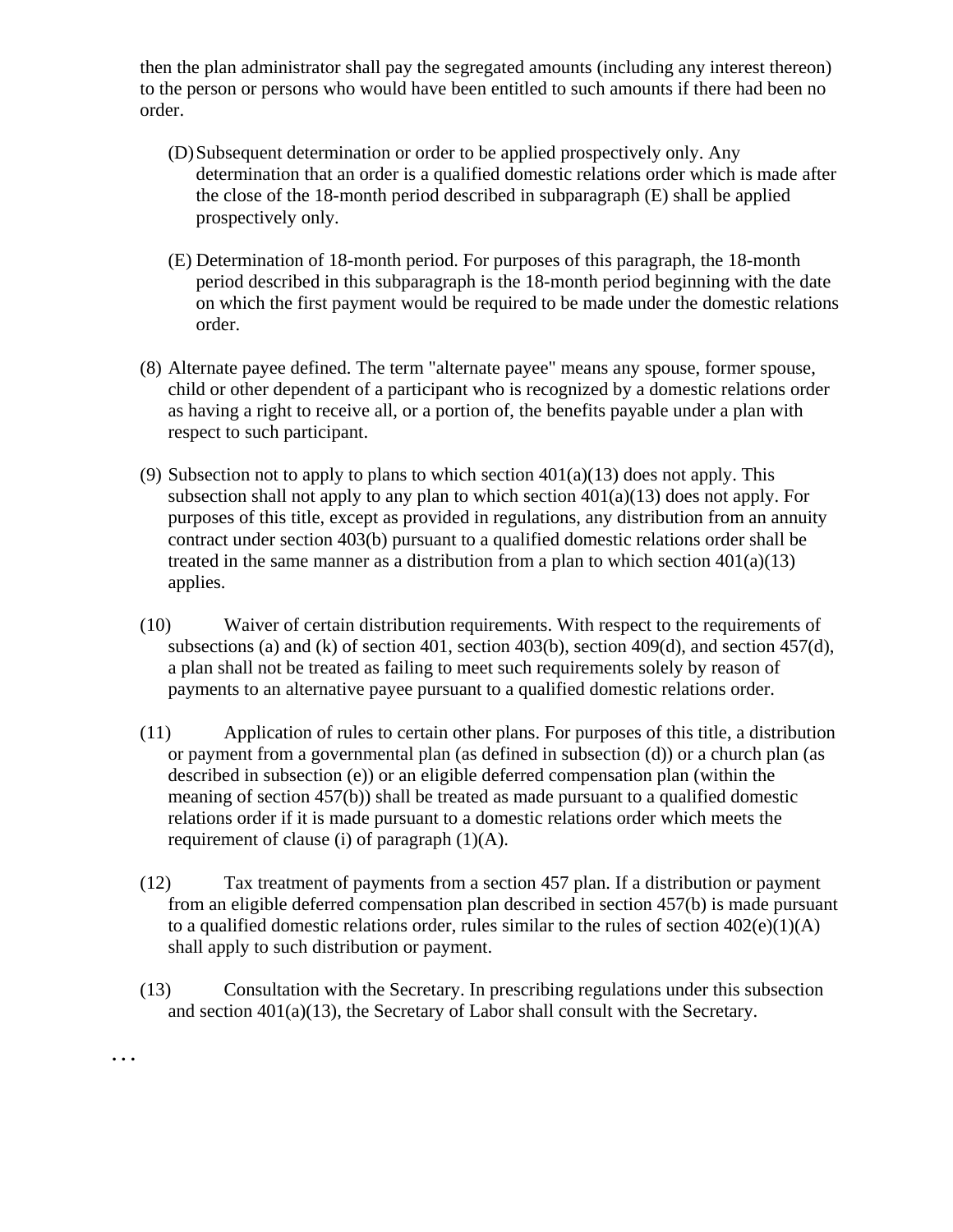then the plan administrator shall pay the segregated amounts (including any interest thereon) to the person or persons who would have been entitled to such amounts if there had been no order.

(D) Subsequent determination or order to be applied prospectively only. Any determination that an order is a qualified domestic relations order which is made after the close of the 18-month period described in subparagraph (E) shall be applied prospectively only.

(E) Determination of 18-month period. For purposes of this paragraph, the 18-month period described in this subparagraph is the 18-month period beginning with the date on which the first payment would be required to be made under the domestic relations order.

(8) Alternate payee defined. The term "alternate payee" means any spouse, former spouse, child or other dependent of a participant who is recognized by a domestic relations order as having a right to receive all, or a portion of, the benefits payable under a plan with respect to such participant.

(9) Subsection not to apply to plans to which section 401(a)(13) does not apply. This subsection shall not apply to any plan to which section 401(a)(13) does not apply. For purposes of this title, except as provided in regulations, any distribution from an annuity contract under section 403(b) pursuant to a qualified domestic relations order shall be treated in the same manner as a distribution from a plan to which section 401(a)(13) applies.

(10) Waiver of certain distribution requirements. With respect to the requirements of subsections (a) and (k) of section 401, section 403(b), section 409(d), and section 457(d), a plan shall not be treated as failing to meet such requirements solely by reason of payments to an alternative payee pursuant to a qualified domestic relations order.

(11) Application of rules to certain other plans. For purposes of this title, a distribution or payment from a governmental plan (as defined in subsection (d)) or a church plan (as described in subsection (e)) or an eligible deferred compensation plan (within the meaning of section 457(b)) shall be treated as made pursuant to a qualified domestic relations order if it is made pursuant to a domestic relations order which meets the requirement of clause (i) of paragraph (1)(A).

(12) Tax treatment of payments from a section 457 plan. If a distribution or payment from an eligible deferred compensation plan described in section 457(b) is made pursuant to a qualified domestic relations order, rules similar to the rules of section 402(e)(1)(A) shall apply to such distribution or payment.

(13) Consultation with the Secretary. In prescribing regulations under this subsection and section 401(a)(13), the Secretary of Labor shall consult with the Secretary.

. . .